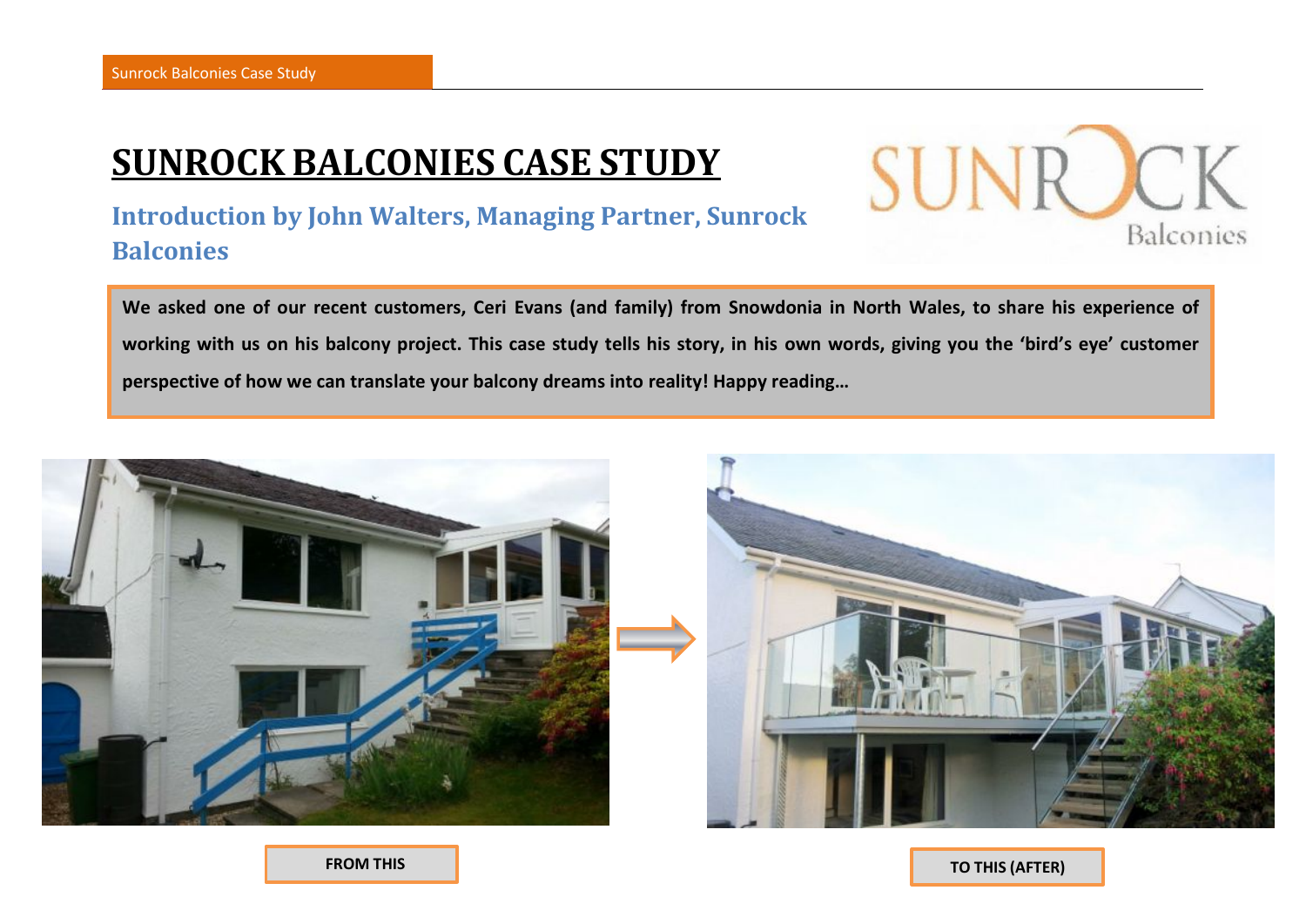# SUNROCK BALCONIES CASE STUDY

## Introduction by John Walters, Managing Partner, Sunrock Balconies

**We asked one of our recent customers, Ceri Evans (and family) from Snowdonia in North Wales, to share his experience of working with us on his balcony project. This case study tells his story, in his own words, giving you the 'bird's eye' customer perspective of how we can translate your balcony dreams into reality! Happy reading…**

**FROM THIS**

**TO THIS (AFTER)**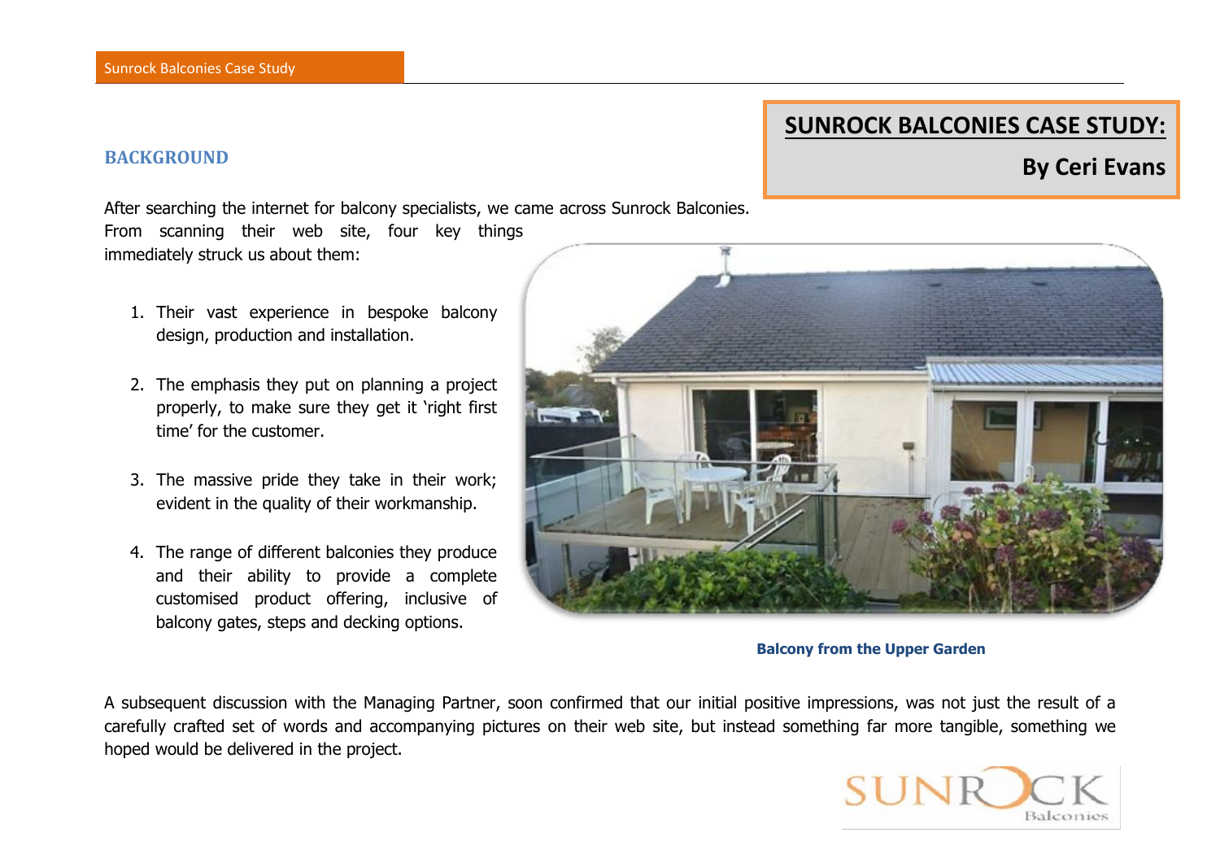# SUNROCK BALCONIES CASE STUDY:

**By Ceri Evans**

## BACKGROUND

After searching the internet for balcony specialists, we came across Sunrock Balconies. From scanning their web site, four key things immediately struck us about them:

1. Their vast experience in bespoke balcony design, production and installation.
2. The emphasis they put on planning a project properly, to make sure they get it 'right first time' for the customer.
3. The massive pride they take in their work; evident in the quality of their workmanship.
4. The range of different balconies they produce and their ability to provide a complete customised product offering, inclusive of balcony gates, steps and decking options.

**Balcony from the Upper Garden**

A subsequent discussion with the Managing Partner, soon confirmed that our initial positive impressions, was not just the result of a carefully crafted set of words and accompanying pictures on their web site, but instead something far more tangible, something we hoped would be delivered in the project.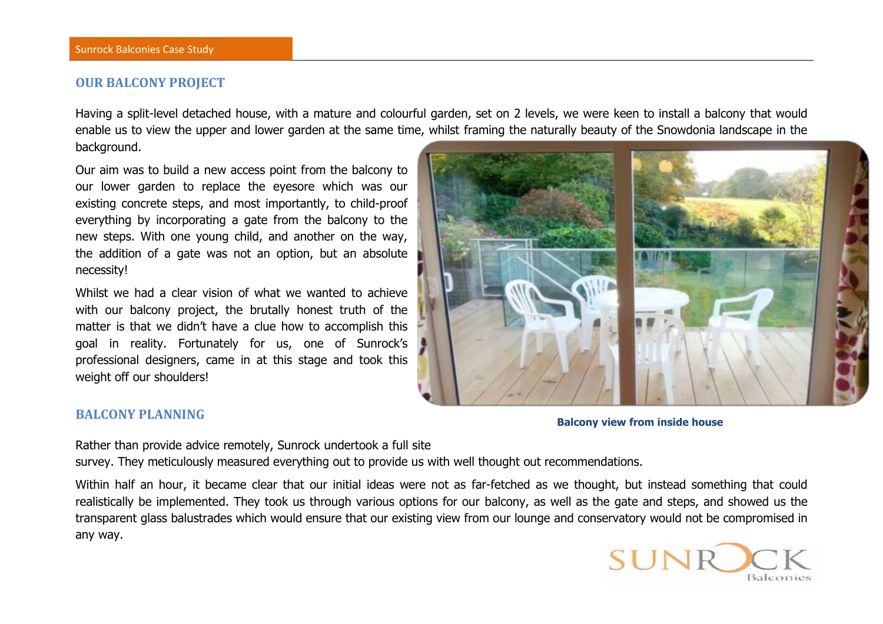## OUR BALCONY PROJECT

Having a split-level detached house, with a mature and colourful garden, set on 2 levels, we were keen to install a balcony that would enable us to view the upper and lower garden at the same time, whilst framing the naturally beauty of the Snowdonia landscape in the background.

Our aim was to build a new access point from the balcony to our lower garden to replace the eyesore which was our existing concrete steps, and most importantly, to child-proof everything by incorporating a gate from the balcony to the new steps. With one young child, and another on the way, the addition of a gate was not an option, but an absolute necessity!

Whilst we had a clear vision of what we wanted to achieve with our balcony project, the brutally honest truth of the matter is that we didn't have a clue how to accomplish this goal in reality. Fortunately for us, one of Sunrock's professional designers, came in at this stage and took this weight off our shoulders!

**Balcony view from inside house**

## BALCONY PLANNING

Rather than provide advice remotely, Sunrock undertook a full site survey. They meticulously measured everything out to provide us with well thought out recommendations.

Within half an hour, it became clear that our initial ideas were not as far-fetched as we thought, but instead something that could realistically be implemented. They took us through various options for our balcony, as well as the gate and steps, and showed us the transparent glass balustrades which would ensure that our existing view from our lounge and conservatory would not be compromised in any way.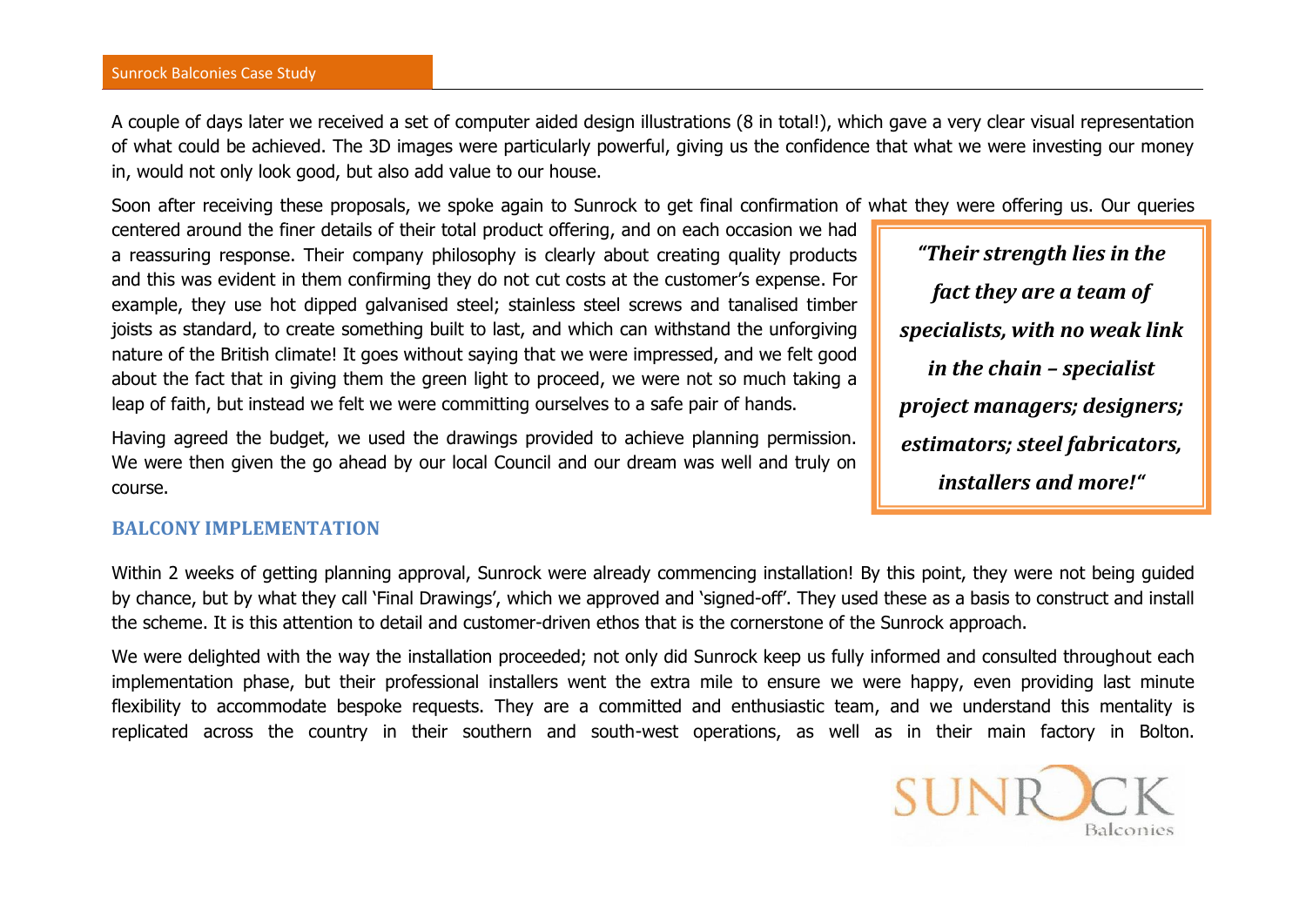A couple of days later we received a set of computer aided design illustrations (8 in total!), which gave a very clear visual representation of what could be achieved. The 3D images were particularly powerful, giving us the confidence that what we were investing our money in, would not only look good, but also add value to our house.

Soon after receiving these proposals, we spoke again to Sunrock to get final confirmation of what they were offering us. Our queries centered around the finer details of their total product offering, and on each occasion we had a reassuring response. Their company philosophy is clearly about creating quality products and this was evident in them confirming they do not cut costs at the customer's expense. For example, they use hot dipped galvanised steel; stainless steel screws and tanalised timber joists as standard, to create something built to last, and which can withstand the unforgiving nature of the British climate! It goes without saying that we were impressed, and we felt good about the fact that in giving them the green light to proceed, we were not so much taking a leap of faith, but instead we felt we were committing ourselves to a safe pair of hands.

> ***"Their strength lies in the fact they are a team of specialists, with no weak link in the chain – specialist project managers; designers; estimators; steel fabricators, installers and more!"***

Having agreed the budget, we used the drawings provided to achieve planning permission. We were then given the go ahead by our local Council and our dream was well and truly on course.

## BALCONY IMPLEMENTATION

Within 2 weeks of getting planning approval, Sunrock were already commencing installation! By this point, they were not being guided by chance, but by what they call 'Final Drawings', which we approved and 'signed-off'. They used these as a basis to construct and install the scheme. It is this attention to detail and customer-driven ethos that is the cornerstone of the Sunrock approach.

We were delighted with the way the installation proceeded; not only did Sunrock keep us fully informed and consulted throughout each implementation phase, but their professional installers went the extra mile to ensure we were happy, even providing last minute flexibility to accommodate bespoke requests. They are a committed and enthusiastic team, and we understand this mentality is replicated across the country in their southern and south-west operations, as well as in their main factory in Bolton.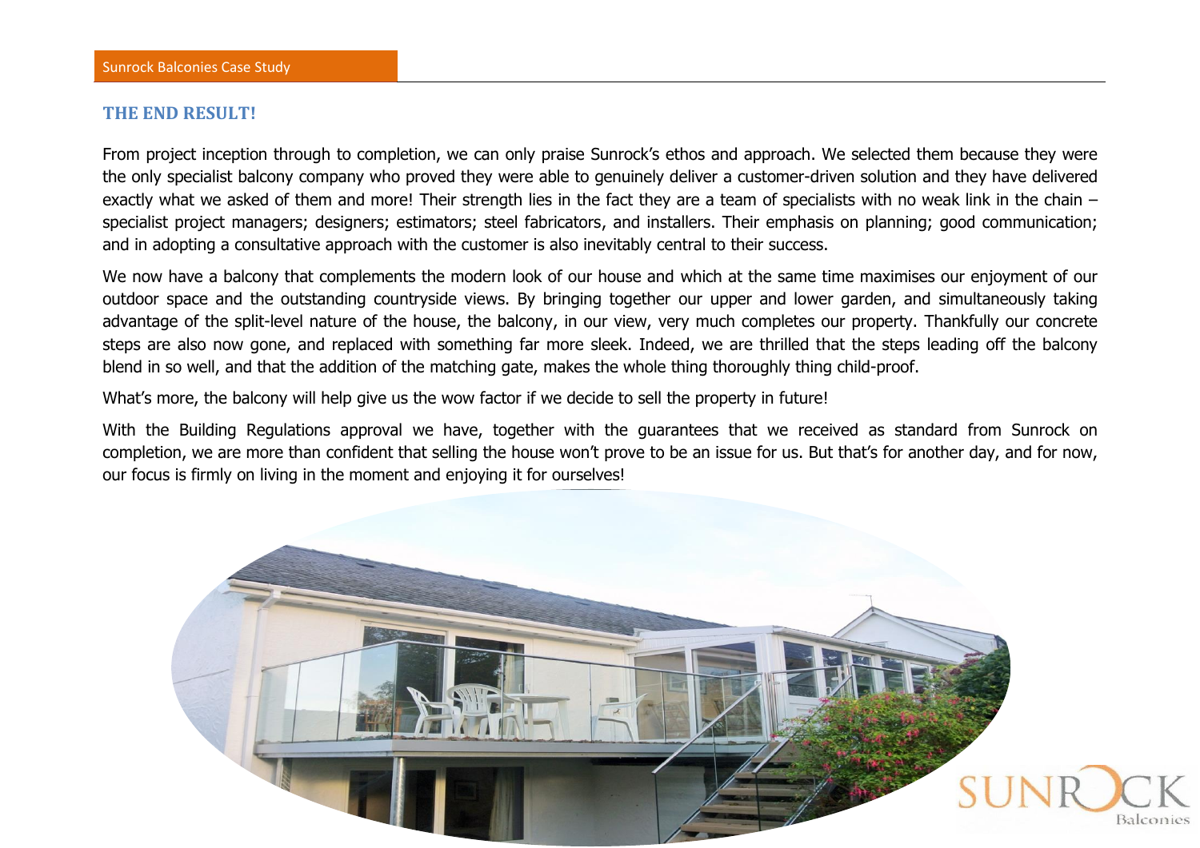## THE END RESULT!

From project inception through to completion, we can only praise Sunrock's ethos and approach. We selected them because they were the only specialist balcony company who proved they were able to genuinely deliver a customer-driven solution and they have delivered exactly what we asked of them and more! Their strength lies in the fact they are a team of specialists with no weak link in the chain – specialist project managers; designers; estimators; steel fabricators, and installers. Their emphasis on planning; good communication; and in adopting a consultative approach with the customer is also inevitably central to their success.

We now have a balcony that complements the modern look of our house and which at the same time maximises our enjoyment of our outdoor space and the outstanding countryside views. By bringing together our upper and lower garden, and simultaneously taking advantage of the split-level nature of the house, the balcony, in our view, very much completes our property. Thankfully our concrete steps are also now gone, and replaced with something far more sleek. Indeed, we are thrilled that the steps leading off the balcony blend in so well, and that the addition of the matching gate, makes the whole thing thoroughly thing child-proof.

What's more, the balcony will help give us the wow factor if we decide to sell the property in future!

With the Building Regulations approval we have, together with the guarantees that we received as standard from Sunrock on completion, we are more than confident that selling the house won't prove to be an issue for us. But that's for another day, and for now, our focus is firmly on living in the moment and enjoying it for ourselves!